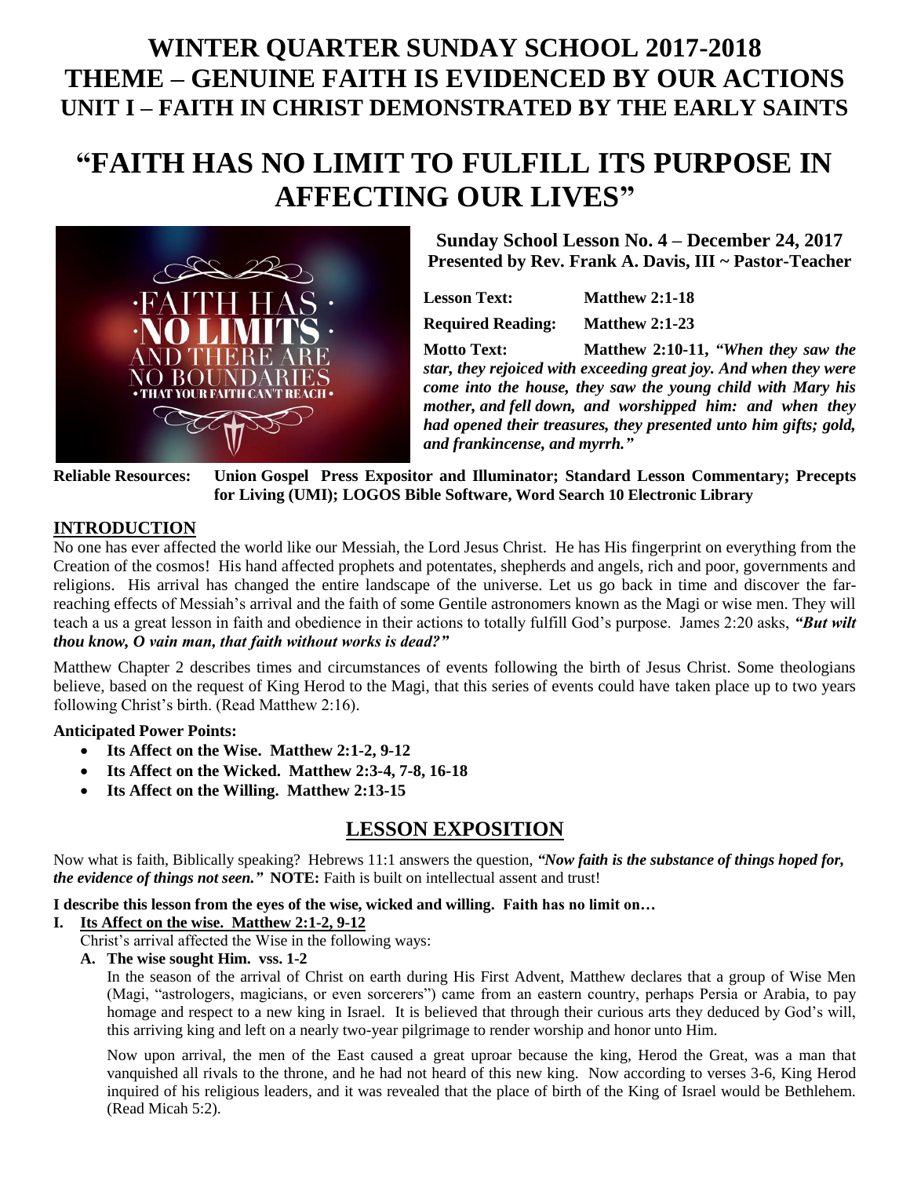# WINTER QUARTER SUNDAY SCHOOL 2017-2018
# THEME – GENUINE FAITH IS EVIDENCED BY OUR ACTIONS
## UNIT I – FAITH IN CHRIST DEMONSTRATED BY THE EARLY SAINTS

# "FAITH HAS NO LIMIT TO FULFILL ITS PURPOSE IN AFFECTING OUR LIVES"

**Sunday School Lesson No. 4 – December 24, 2017**
**Presented by Rev. Frank A. Davis, III ~ Pastor-Teacher**

**Lesson Text:** **Matthew 2:1-18**

**Required Reading:** **Matthew 2:1-23**

**Motto Text:** **Matthew 2:10-11,** ***"When they saw the star, they rejoiced with exceeding great joy. And when they were come into the house, they saw the young child with Mary his mother, and fell down, and worshipped him: and when they had opened their treasures, they presented unto him gifts; gold, and frankincense, and myrrh."***

**Reliable Resources:** **Union Gospel Press Expositor and Illuminator; Standard Lesson Commentary; Precepts for Living (UMI); LOGOS Bible Software, Word Search 10 Electronic Library**

## INTRODUCTION

No one has ever affected the world like our Messiah, the Lord Jesus Christ. He has His fingerprint on everything from the Creation of the cosmos! His hand affected prophets and potentates, shepherds and angels, rich and poor, governments and religions. His arrival has changed the entire landscape of the universe. Let us go back in time and discover the far-reaching effects of Messiah's arrival and the faith of some Gentile astronomers known as the Magi or wise men. They will teach a us a great lesson in faith and obedience in their actions to totally fulfill God's purpose. James 2:20 asks, ***"But wilt thou know, O vain man, that faith without works is dead?"***

Matthew Chapter 2 describes times and circumstances of events following the birth of Jesus Christ. Some theologians believe, based on the request of King Herod to the Magi, that this series of events could have taken place up to two years following Christ's birth. (Read Matthew 2:16).

**Anticipated Power Points:**

- **Its Affect on the Wise. Matthew 2:1-2, 9-12**
- **Its Affect on the Wicked. Matthew 2:3-4, 7-8, 16-18**
- **Its Affect on the Willing. Matthew 2:13-15**

## LESSON EXPOSITION

Now what is faith, Biblically speaking? Hebrews 11:1 answers the question, ***"Now faith is the substance of things hoped for, the evidence of things not seen."*** **NOTE:** Faith is built on intellectual assent and trust!

**I describe this lesson from the eyes of the wise, wicked and willing. Faith has no limit on…**

### I. Its Affect on the wise. Matthew 2:1-2, 9-12

Christ's arrival affected the Wise in the following ways:

**A. The wise sought Him. vss. 1-2**

In the season of the arrival of Christ on earth during His First Advent, Matthew declares that a group of Wise Men (Magi, "astrologers, magicians, or even sorcerers") came from an eastern country, perhaps Persia or Arabia, to pay homage and respect to a new king in Israel. It is believed that through their curious arts they deduced by God's will, this arriving king and left on a nearly two-year pilgrimage to render worship and honor unto Him.

Now upon arrival, the men of the East caused a great uproar because the king, Herod the Great, was a man that vanquished all rivals to the throne, and he had not heard of this new king. Now according to verses 3-6, King Herod inquired of his religious leaders, and it was revealed that the place of birth of the King of Israel would be Bethlehem. (Read Micah 5:2).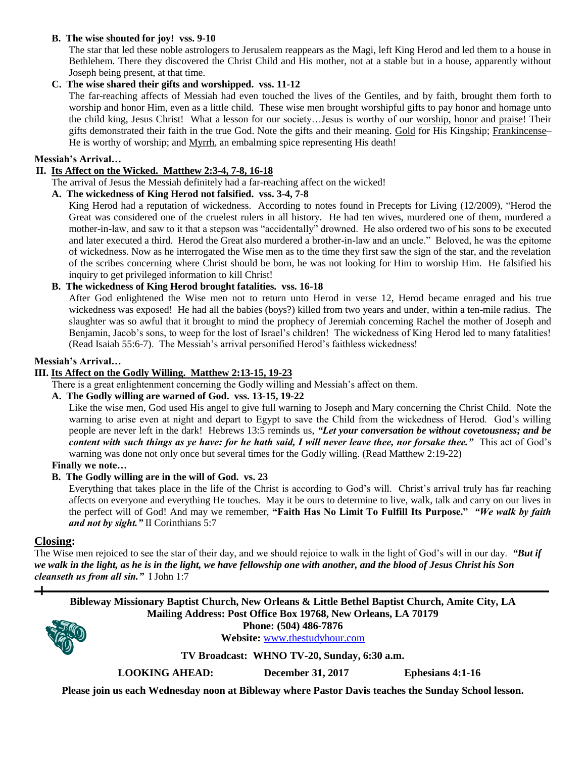**B. The wise shouted for joy! vss. 9-10**

The star that led these noble astrologers to Jerusalem reappears as the Magi, left King Herod and led them to a house in Bethlehem. There they discovered the Christ Child and His mother, not at a stable but in a house, apparently without Joseph being present, at that time.

**C. The wise shared their gifts and worshipped. vss. 11-12**

The far-reaching affects of Messiah had even touched the lives of the Gentiles, and by faith, brought them forth to worship and honor Him, even as a little child. These wise men brought worshipful gifts to pay honor and homage unto the child king, Jesus Christ! What a lesson for our society…Jesus is worthy of our worship, honor and praise! Their gifts demonstrated their faith in the true God. Note the gifts and their meaning. Gold for His Kingship; Frankincense– He is worthy of worship; and Myrrh, an embalming spice representing His death!

**Messiah's Arrival…**

**II. Its Affect on the Wicked. Matthew 2:3-4, 7-8, 16-18**

The arrival of Jesus the Messiah definitely had a far-reaching affect on the wicked!

**A. The wickedness of King Herod not falsified. vss. 3-4, 7-8**

King Herod had a reputation of wickedness. According to notes found in Precepts for Living (12/2009), "Herod the Great was considered one of the cruelest rulers in all history. He had ten wives, murdered one of them, murdered a mother-in-law, and saw to it that a stepson was "accidentally" drowned. He also ordered two of his sons to be executed and later executed a third. Herod the Great also murdered a brother-in-law and an uncle." Beloved, he was the epitome of wickedness. Now as he interrogated the Wise men as to the time they first saw the sign of the star, and the revelation of the scribes concerning where Christ should be born, he was not looking for Him to worship Him. He falsified his inquiry to get privileged information to kill Christ!

**B. The wickedness of King Herod brought fatalities. vss. 16-18**

After God enlightened the Wise men not to return unto Herod in verse 12, Herod became enraged and his true wickedness was exposed! He had all the babies (boys?) killed from two years and under, within a ten-mile radius. The slaughter was so awful that it brought to mind the prophecy of Jeremiah concerning Rachel the mother of Joseph and Benjamin, Jacob's sons, to weep for the lost of Israel's children! The wickedness of King Herod led to many fatalities! (Read Isaiah 55:6-7). The Messiah's arrival personified Herod's faithless wickedness!

**Messiah's Arrival…**

**III. Its Affect on the Godly Willing. Matthew 2:13-15, 19-23**

There is a great enlightenment concerning the Godly willing and Messiah's affect on them.

**A. The Godly willing are warned of God. vss. 13-15, 19-22**

Like the wise men, God used His angel to give full warning to Joseph and Mary concerning the Christ Child. Note the warning to arise even at night and depart to Egypt to save the Child from the wickedness of Herod. God's willing people are never left in the dark! Hebrews 13:5 reminds us, ***"Let your conversation be without covetousness; and be content with such things as ye have: for he hath said, I will never leave thee, nor forsake thee."*** This act of God's warning was done not only once but several times for the Godly willing. (Read Matthew 2:19-22)

**Finally we note…**

**B. The Godly willing are in the will of God. vs. 23**

Everything that takes place in the life of the Christ is according to God's will. Christ's arrival truly has far reaching affects on everyone and everything He touches. May it be ours to determine to live, walk, talk and carry on our lives in the perfect will of God! And may we remember, **"Faith Has No Limit To Fulfill Its Purpose."** ***"We walk by faith and not by sight."*** II Corinthians 5:7

## Closing:

The Wise men rejoiced to see the star of their day, and we should rejoice to walk in the light of God's will in our day. ***"But if we walk in the light, as he is in the light, we have fellowship one with another, and the blood of Jesus Christ his Son cleanseth us from all sin."*** I John 1:7

---

**Bibleway Missionary Baptist Church, New Orleans & Little Bethel Baptist Church, Amite City, LA**
**Mailing Address: Post Office Box 19768, New Orleans, LA 70179**
**Phone: (504) 486-7876**
**Website:** www.thestudyhour.com

**TV Broadcast: WHNO TV-20, Sunday, 6:30 a.m.**

**LOOKING AHEAD: December 31, 2017 Ephesians 4:1-16**

**Please join us each Wednesday noon at Bibleway where Pastor Davis teaches the Sunday School lesson.**